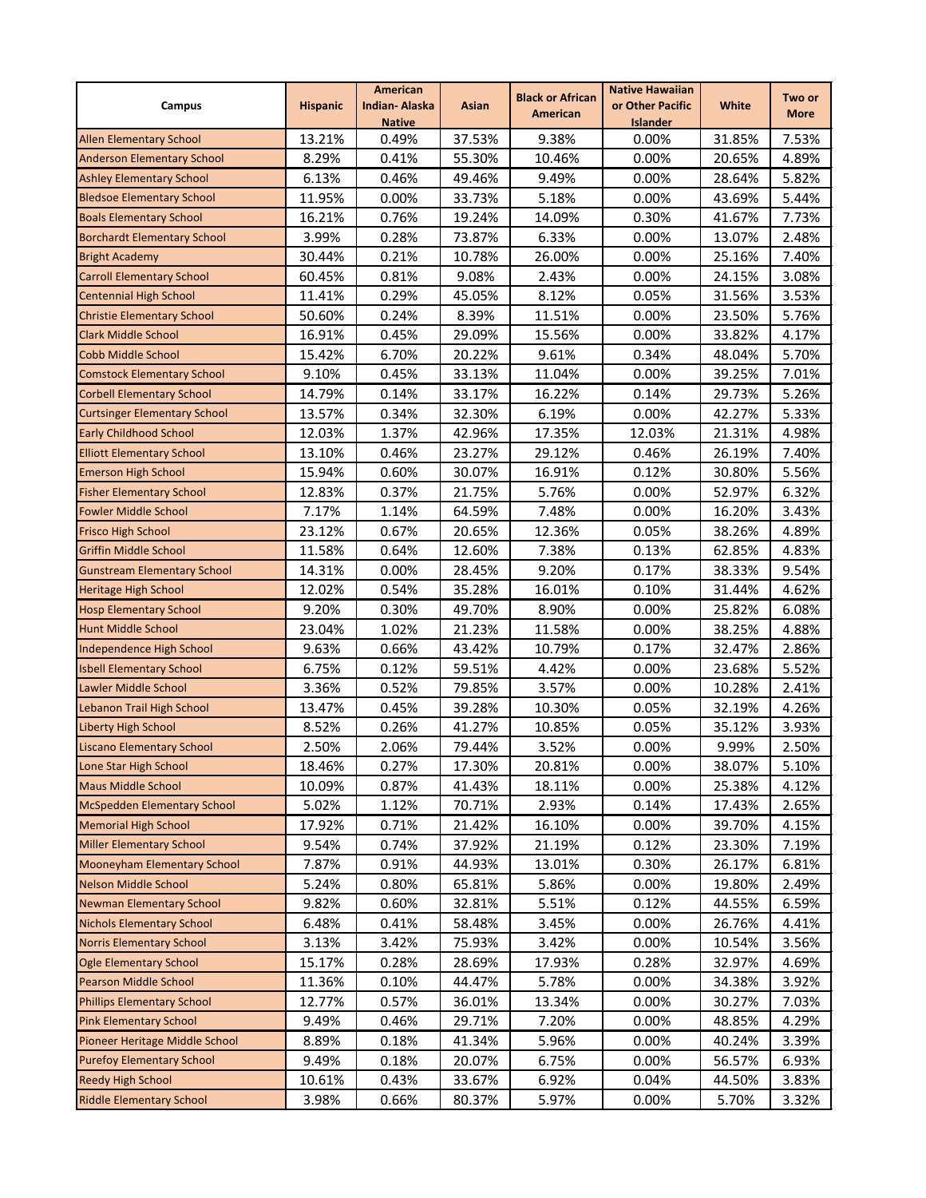| Campus | Hispanic | American Indian- Alaska Native | Asian | Black or African American | Native Hawaiian or Other Pacific Islander | White | Two or More |
|---|---|---|---|---|---|---|---|
| Allen Elementary School | 13.21% | 0.49% | 37.53% | 9.38% | 0.00% | 31.85% | 7.53% |
| Anderson Elementary School | 8.29% | 0.41% | 55.30% | 10.46% | 0.00% | 20.65% | 4.89% |
| Ashley Elementary School | 6.13% | 0.46% | 49.46% | 9.49% | 0.00% | 28.64% | 5.82% |
| Bledsoe Elementary School | 11.95% | 0.00% | 33.73% | 5.18% | 0.00% | 43.69% | 5.44% |
| Boals Elementary School | 16.21% | 0.76% | 19.24% | 14.09% | 0.30% | 41.67% | 7.73% |
| Borchardt Elementary School | 3.99% | 0.28% | 73.87% | 6.33% | 0.00% | 13.07% | 2.48% |
| Bright Academy | 30.44% | 0.21% | 10.78% | 26.00% | 0.00% | 25.16% | 7.40% |
| Carroll Elementary School | 60.45% | 0.81% | 9.08% | 2.43% | 0.00% | 24.15% | 3.08% |
| Centennial High School | 11.41% | 0.29% | 45.05% | 8.12% | 0.05% | 31.56% | 3.53% |
| Christie Elementary School | 50.60% | 0.24% | 8.39% | 11.51% | 0.00% | 23.50% | 5.76% |
| Clark Middle School | 16.91% | 0.45% | 29.09% | 15.56% | 0.00% | 33.82% | 4.17% |
| Cobb Middle School | 15.42% | 6.70% | 20.22% | 9.61% | 0.34% | 48.04% | 5.70% |
| Comstock Elementary School | 9.10% | 0.45% | 33.13% | 11.04% | 0.00% | 39.25% | 7.01% |
| Corbell Elementary School | 14.79% | 0.14% | 33.17% | 16.22% | 0.14% | 29.73% | 5.26% |
| Curtsinger Elementary School | 13.57% | 0.34% | 32.30% | 6.19% | 0.00% | 42.27% | 5.33% |
| Early Childhood School | 12.03% | 1.37% | 42.96% | 17.35% | 12.03% | 21.31% | 4.98% |
| Elliott Elementary School | 13.10% | 0.46% | 23.27% | 29.12% | 0.46% | 26.19% | 7.40% |
| Emerson High School | 15.94% | 0.60% | 30.07% | 16.91% | 0.12% | 30.80% | 5.56% |
| Fisher Elementary School | 12.83% | 0.37% | 21.75% | 5.76% | 0.00% | 52.97% | 6.32% |
| Fowler Middle School | 7.17% | 1.14% | 64.59% | 7.48% | 0.00% | 16.20% | 3.43% |
| Frisco High School | 23.12% | 0.67% | 20.65% | 12.36% | 0.05% | 38.26% | 4.89% |
| Griffin Middle School | 11.58% | 0.64% | 12.60% | 7.38% | 0.13% | 62.85% | 4.83% |
| Gunstream Elementary School | 14.31% | 0.00% | 28.45% | 9.20% | 0.17% | 38.33% | 9.54% |
| Heritage High School | 12.02% | 0.54% | 35.28% | 16.01% | 0.10% | 31.44% | 4.62% |
| Hosp Elementary School | 9.20% | 0.30% | 49.70% | 8.90% | 0.00% | 25.82% | 6.08% |
| Hunt Middle School | 23.04% | 1.02% | 21.23% | 11.58% | 0.00% | 38.25% | 4.88% |
| Independence High School | 9.63% | 0.66% | 43.42% | 10.79% | 0.17% | 32.47% | 2.86% |
| Isbell Elementary School | 6.75% | 0.12% | 59.51% | 4.42% | 0.00% | 23.68% | 5.52% |
| Lawler Middle School | 3.36% | 0.52% | 79.85% | 3.57% | 0.00% | 10.28% | 2.41% |
| Lebanon Trail High School | 13.47% | 0.45% | 39.28% | 10.30% | 0.05% | 32.19% | 4.26% |
| Liberty High School | 8.52% | 0.26% | 41.27% | 10.85% | 0.05% | 35.12% | 3.93% |
| Liscano Elementary School | 2.50% | 2.06% | 79.44% | 3.52% | 0.00% | 9.99% | 2.50% |
| Lone Star High School | 18.46% | 0.27% | 17.30% | 20.81% | 0.00% | 38.07% | 5.10% |
| Maus Middle School | 10.09% | 0.87% | 41.43% | 18.11% | 0.00% | 25.38% | 4.12% |
| McSpedden Elementary School | 5.02% | 1.12% | 70.71% | 2.93% | 0.14% | 17.43% | 2.65% |
| Memorial High School | 17.92% | 0.71% | 21.42% | 16.10% | 0.00% | 39.70% | 4.15% |
| Miller Elementary School | 9.54% | 0.74% | 37.92% | 21.19% | 0.12% | 23.30% | 7.19% |
| Mooneyham Elementary School | 7.87% | 0.91% | 44.93% | 13.01% | 0.30% | 26.17% | 6.81% |
| Nelson Middle School | 5.24% | 0.80% | 65.81% | 5.86% | 0.00% | 19.80% | 2.49% |
| Newman Elementary School | 9.82% | 0.60% | 32.81% | 5.51% | 0.12% | 44.55% | 6.59% |
| Nichols Elementary School | 6.48% | 0.41% | 58.48% | 3.45% | 0.00% | 26.76% | 4.41% |
| Norris Elementary School | 3.13% | 3.42% | 75.93% | 3.42% | 0.00% | 10.54% | 3.56% |
| Ogle Elementary School | 15.17% | 0.28% | 28.69% | 17.93% | 0.28% | 32.97% | 4.69% |
| Pearson Middle School | 11.36% | 0.10% | 44.47% | 5.78% | 0.00% | 34.38% | 3.92% |
| Phillips Elementary School | 12.77% | 0.57% | 36.01% | 13.34% | 0.00% | 30.27% | 7.03% |
| Pink Elementary School | 9.49% | 0.46% | 29.71% | 7.20% | 0.00% | 48.85% | 4.29% |
| Pioneer Heritage Middle School | 8.89% | 0.18% | 41.34% | 5.96% | 0.00% | 40.24% | 3.39% |
| Purefoy Elementary School | 9.49% | 0.18% | 20.07% | 6.75% | 0.00% | 56.57% | 6.93% |
| Reedy High School | 10.61% | 0.43% | 33.67% | 6.92% | 0.04% | 44.50% | 3.83% |
| Riddle Elementary School | 3.98% | 0.66% | 80.37% | 5.97% | 0.00% | 5.70% | 3.32% |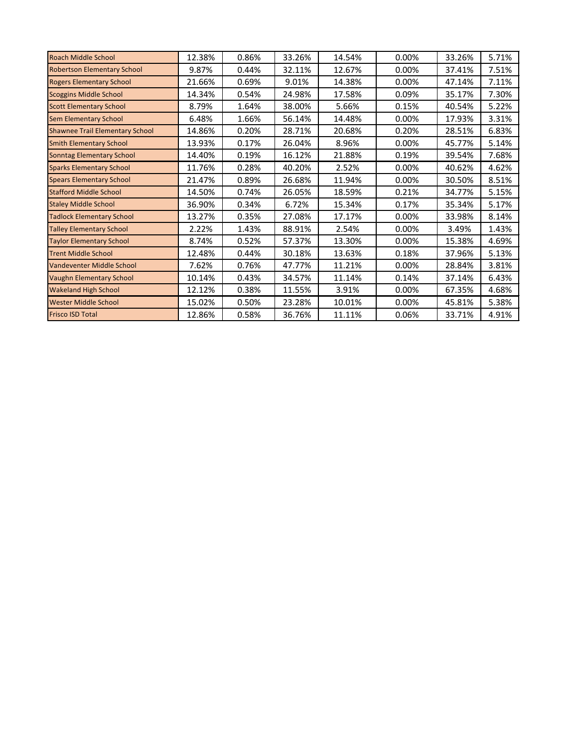| | | | | | | | |
|---|---|---|---|---|---|---|---|
| Roach Middle School | 12.38% | 0.86% | 33.26% | 14.54% | 0.00% | 33.26% | 5.71% |
| Robertson Elementary School | 9.87% | 0.44% | 32.11% | 12.67% | 0.00% | 37.41% | 7.51% |
| Rogers Elementary School | 21.66% | 0.69% | 9.01% | 14.38% | 0.00% | 47.14% | 7.11% |
| Scoggins Middle School | 14.34% | 0.54% | 24.98% | 17.58% | 0.09% | 35.17% | 7.30% |
| Scott Elementary School | 8.79% | 1.64% | 38.00% | 5.66% | 0.15% | 40.54% | 5.22% |
| Sem Elementary School | 6.48% | 1.66% | 56.14% | 14.48% | 0.00% | 17.93% | 3.31% |
| Shawnee Trail Elementary School | 14.86% | 0.20% | 28.71% | 20.68% | 0.20% | 28.51% | 6.83% |
| Smith Elementary School | 13.93% | 0.17% | 26.04% | 8.96% | 0.00% | 45.77% | 5.14% |
| Sonntag Elementary School | 14.40% | 0.19% | 16.12% | 21.88% | 0.19% | 39.54% | 7.68% |
| Sparks Elementary School | 11.76% | 0.28% | 40.20% | 2.52% | 0.00% | 40.62% | 4.62% |
| Spears Elementary School | 21.47% | 0.89% | 26.68% | 11.94% | 0.00% | 30.50% | 8.51% |
| Stafford Middle School | 14.50% | 0.74% | 26.05% | 18.59% | 0.21% | 34.77% | 5.15% |
| Staley Middle School | 36.90% | 0.34% | 6.72% | 15.34% | 0.17% | 35.34% | 5.17% |
| Tadlock Elementary School | 13.27% | 0.35% | 27.08% | 17.17% | 0.00% | 33.98% | 8.14% |
| Talley Elementary School | 2.22% | 1.43% | 88.91% | 2.54% | 0.00% | 3.49% | 1.43% |
| Taylor Elementary School | 8.74% | 0.52% | 57.37% | 13.30% | 0.00% | 15.38% | 4.69% |
| Trent Middle School | 12.48% | 0.44% | 30.18% | 13.63% | 0.18% | 37.96% | 5.13% |
| Vandeventer Middle School | 7.62% | 0.76% | 47.77% | 11.21% | 0.00% | 28.84% | 3.81% |
| Vaughn Elementary School | 10.14% | 0.43% | 34.57% | 11.14% | 0.14% | 37.14% | 6.43% |
| Wakeland High School | 12.12% | 0.38% | 11.55% | 3.91% | 0.00% | 67.35% | 4.68% |
| Wester Middle School | 15.02% | 0.50% | 23.28% | 10.01% | 0.00% | 45.81% | 5.38% |
| Frisco ISD Total | 12.86% | 0.58% | 36.76% | 11.11% | 0.06% | 33.71% | 4.91% |